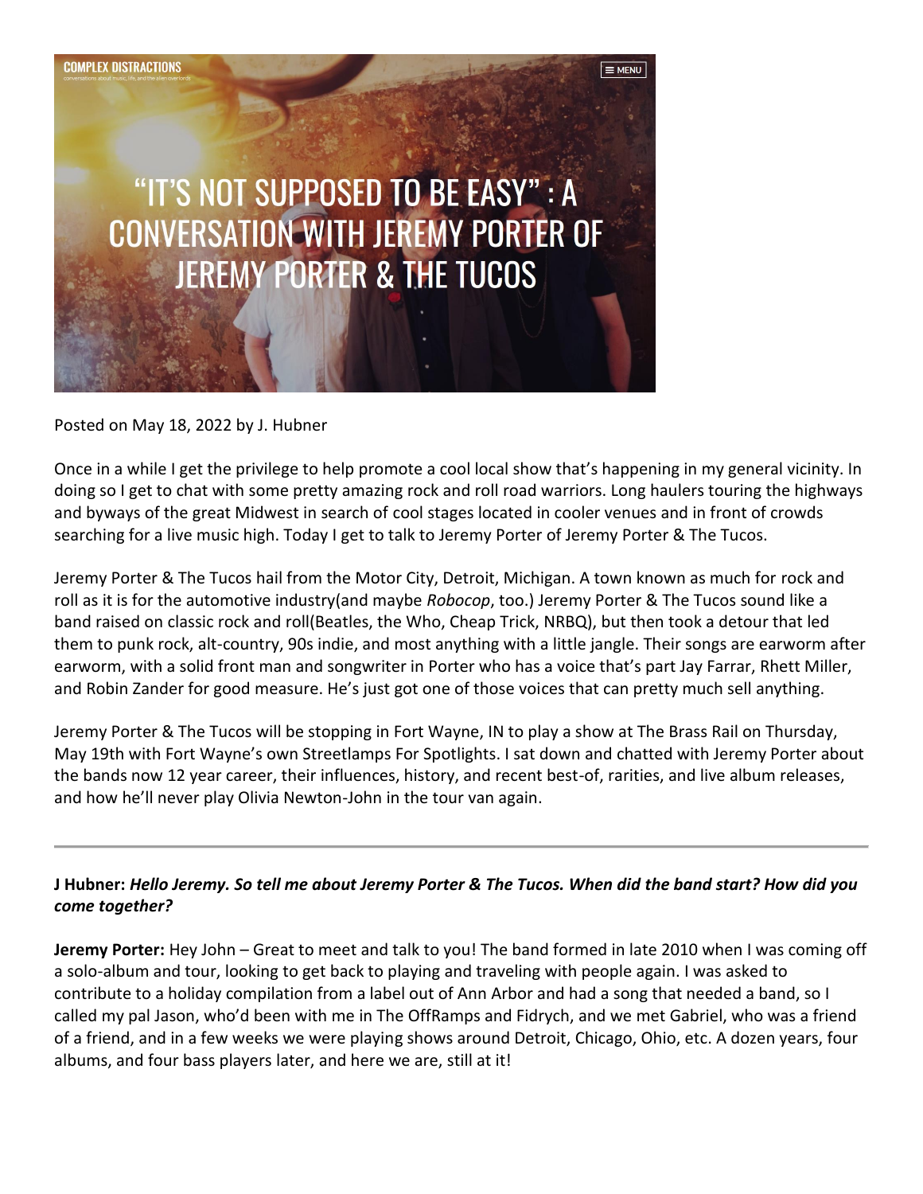COMPLEX DISTRACTIONS

conversations about music, life, and the alien overlords

# "IT'S NOT SUPPOSED TO BE EASY" : A CONVERSATION WITH JEREMY PORTER OF JEREMY PORTER & THE TUCOS

Posted on May 18, 2022 by J. Hubner

Once in a while I get the privilege to help promote a cool local show that's happening in my general vicinity. In doing so I get to chat with some pretty amazing rock and roll road warriors. Long haulers touring the highways and byways of the great Midwest in search of cool stages located in cooler venues and in front of crowds searching for a live music high. Today I get to talk to Jeremy Porter of Jeremy Porter & The Tucos.

Jeremy Porter & The Tucos hail from the Motor City, Detroit, Michigan. A town known as much for rock and roll as it is for the automotive industry(and maybe *Robocop*, too.) Jeremy Porter & The Tucos sound like a band raised on classic rock and roll(Beatles, the Who, Cheap Trick, NRBQ), but then took a detour that led them to punk rock, alt-country, 90s indie, and most anything with a little jangle. Their songs are earworm after earworm, with a solid front man and songwriter in Porter who has a voice that's part Jay Farrar, Rhett Miller, and Robin Zander for good measure. He's just got one of those voices that can pretty much sell anything.

Jeremy Porter & The Tucos will be stopping in Fort Wayne, IN to play a show at The Brass Rail on Thursday, May 19th with Fort Wayne's own Streetlamps For Spotlights. I sat down and chatted with Jeremy Porter about the bands now 12 year career, their influences, history, and recent best-of, rarities, and live album releases, and how he'll never play Olivia Newton-John in the tour van again.

---

**J Hubner:** ***Hello Jeremy. So tell me about Jeremy Porter & The Tucos. When did the band start? How did you come together?***

**Jeremy Porter:** Hey John – Great to meet and talk to you! The band formed in late 2010 when I was coming off a solo-album and tour, looking to get back to playing and traveling with people again. I was asked to contribute to a holiday compilation from a label out of Ann Arbor and had a song that needed a band, so I called my pal Jason, who'd been with me in The OffRamps and Fidrych, and we met Gabriel, who was a friend of a friend, and in a few weeks we were playing shows around Detroit, Chicago, Ohio, etc. A dozen years, four albums, and four bass players later, and here we are, still at it!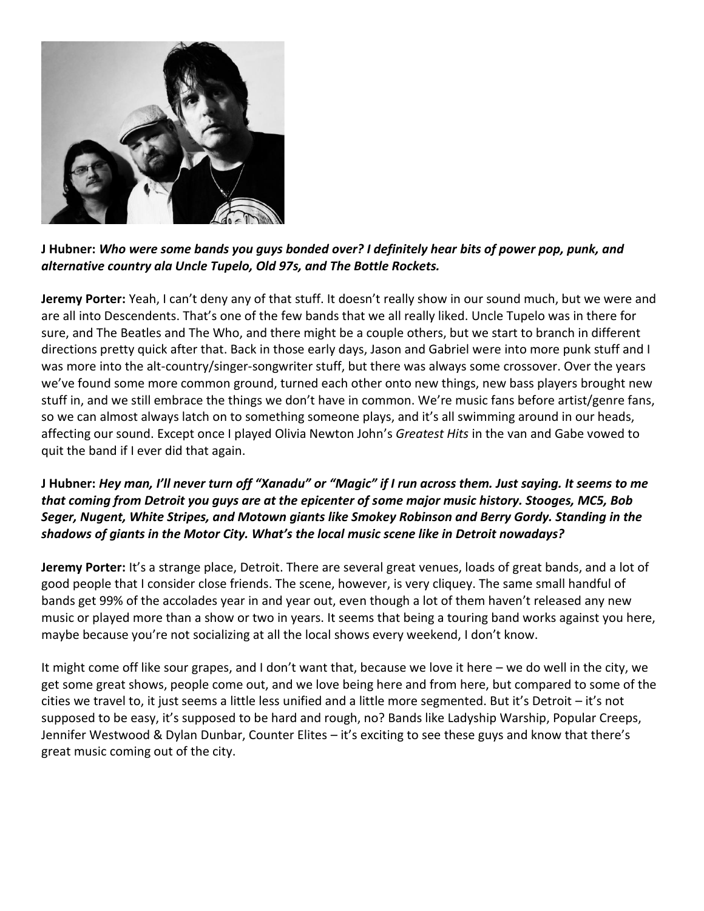**J Hubner:** ***Who were some bands you guys bonded over? I definitely hear bits of power pop, punk, and alternative country ala Uncle Tupelo, Old 97s, and The Bottle Rockets.***

**Jeremy Porter:** Yeah, I can't deny any of that stuff. It doesn't really show in our sound much, but we were and are all into Descendents. That's one of the few bands that we all really liked. Uncle Tupelo was in there for sure, and The Beatles and The Who, and there might be a couple others, but we start to branch in different directions pretty quick after that. Back in those early days, Jason and Gabriel were into more punk stuff and I was more into the alt-country/singer-songwriter stuff, but there was always some crossover. Over the years we've found some more common ground, turned each other onto new things, new bass players brought new stuff in, and we still embrace the things we don't have in common. We're music fans before artist/genre fans, so we can almost always latch on to something someone plays, and it's all swimming around in our heads, affecting our sound. Except once I played Olivia Newton John's *Greatest Hits* in the van and Gabe vowed to quit the band if I ever did that again.

**J Hubner:** ***Hey man, I'll never turn off "Xanadu" or "Magic" if I run across them. Just saying. It seems to me that coming from Detroit you guys are at the epicenter of some major music history. Stooges, MC5, Bob Seger, Nugent, White Stripes, and Motown giants like Smokey Robinson and Berry Gordy. Standing in the shadows of giants in the Motor City. What's the local music scene like in Detroit nowadays?***

**Jeremy Porter:** It's a strange place, Detroit. There are several great venues, loads of great bands, and a lot of good people that I consider close friends. The scene, however, is very cliquey. The same small handful of bands get 99% of the accolades year in and year out, even though a lot of them haven't released any new music or played more than a show or two in years. It seems that being a touring band works against you here, maybe because you're not socializing at all the local shows every weekend, I don't know.

It might come off like sour grapes, and I don't want that, because we love it here – we do well in the city, we get some great shows, people come out, and we love being here and from here, but compared to some of the cities we travel to, it just seems a little less unified and a little more segmented. But it's Detroit – it's not supposed to be easy, it's supposed to be hard and rough, no? Bands like Ladyship Warship, Popular Creeps, Jennifer Westwood & Dylan Dunbar, Counter Elites – it's exciting to see these guys and know that there's great music coming out of the city.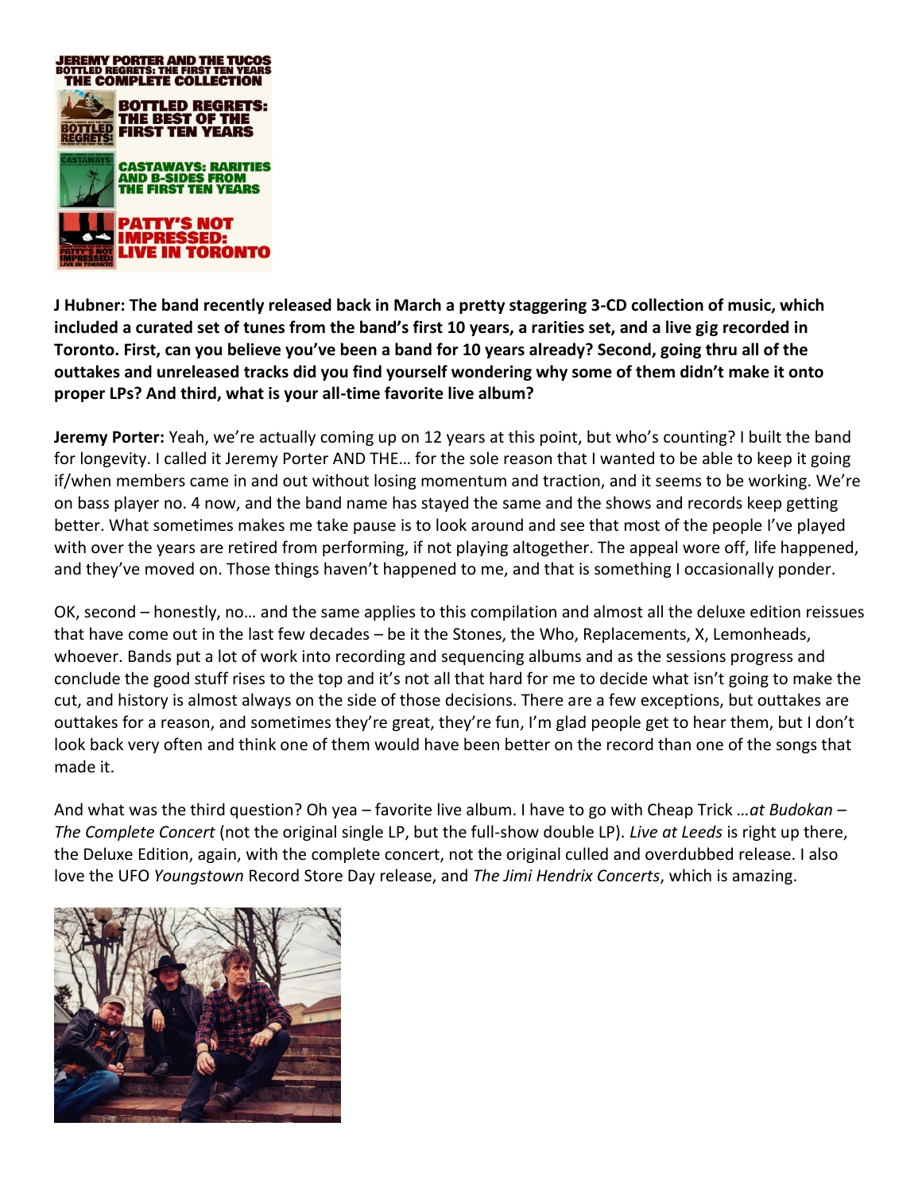**J Hubner: The band recently released back in March a pretty staggering 3-CD collection of music, which included a curated set of tunes from the band's first 10 years, a rarities set, and a live gig recorded in Toronto. First, can you believe you've been a band for 10 years already? Second, going thru all of the outtakes and unreleased tracks did you find yourself wondering why some of them didn't make it onto proper LPs? And third, what is your all-time favorite live album?**

**Jeremy Porter:** Yeah, we're actually coming up on 12 years at this point, but who's counting? I built the band for longevity. I called it Jeremy Porter AND THE… for the sole reason that I wanted to be able to keep it going if/when members came in and out without losing momentum and traction, and it seems to be working. We're on bass player no. 4 now, and the band name has stayed the same and the shows and records keep getting better. What sometimes makes me take pause is to look around and see that most of the people I've played with over the years are retired from performing, if not playing altogether. The appeal wore off, life happened, and they've moved on. Those things haven't happened to me, and that is something I occasionally ponder.

OK, second – honestly, no… and the same applies to this compilation and almost all the deluxe edition reissues that have come out in the last few decades – be it the Stones, the Who, Replacements, X, Lemonheads, whoever. Bands put a lot of work into recording and sequencing albums and as the sessions progress and conclude the good stuff rises to the top and it's not all that hard for me to decide what isn't going to make the cut, and history is almost always on the side of those decisions. There are a few exceptions, but outtakes are outtakes for a reason, and sometimes they're great, they're fun, I'm glad people get to hear them, but I don't look back very often and think one of them would have been better on the record than one of the songs that made it.

And what was the third question? Oh yea – favorite live album. I have to go with Cheap Trick *…at Budokan – The Complete Concert* (not the original single LP, but the full-show double LP). *Live at Leeds* is right up there, the Deluxe Edition, again, with the complete concert, not the original culled and overdubbed release. I also love the UFO *Youngstown* Record Store Day release, and *The Jimi Hendrix Concerts*, which is amazing.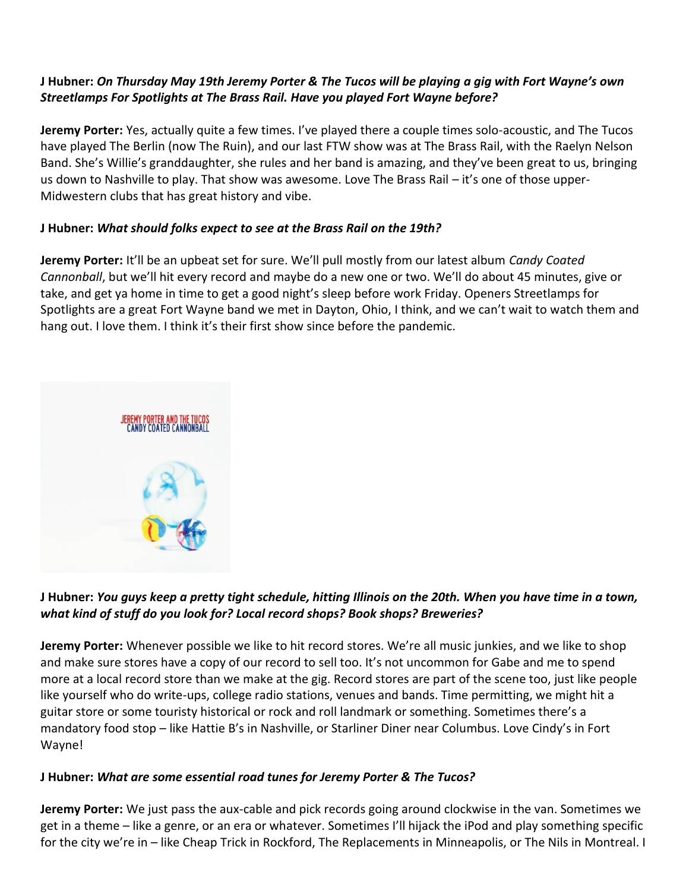**J Hubner:** ***On Thursday May 19th Jeremy Porter & The Tucos will be playing a gig with Fort Wayne's own Streetlamps For Spotlights at The Brass Rail. Have you played Fort Wayne before?***

**Jeremy Porter:** Yes, actually quite a few times. I've played there a couple times solo-acoustic, and The Tucos have played The Berlin (now The Ruin), and our last FTW show was at The Brass Rail, with the Raelyn Nelson Band. She's Willie's granddaughter, she rules and her band is amazing, and they've been great to us, bringing us down to Nashville to play. That show was awesome. Love The Brass Rail – it's one of those upper-Midwestern clubs that has great history and vibe.

**J Hubner:** ***What should folks expect to see at the Brass Rail on the 19th?***

**Jeremy Porter:** It'll be an upbeat set for sure. We'll pull mostly from our latest album *Candy Coated Cannonball*, but we'll hit every record and maybe do a new one or two. We'll do about 45 minutes, give or take, and get ya home in time to get a good night's sleep before work Friday. Openers Streetlamps for Spotlights are a great Fort Wayne band we met in Dayton, Ohio, I think, and we can't wait to watch them and hang out. I love them. I think it's their first show since before the pandemic.

**J Hubner:** ***You guys keep a pretty tight schedule, hitting Illinois on the 20th. When you have time in a town, what kind of stuff do you look for? Local record shops? Book shops? Breweries?***

**Jeremy Porter:** Whenever possible we like to hit record stores. We're all music junkies, and we like to shop and make sure stores have a copy of our record to sell too. It's not uncommon for Gabe and me to spend more at a local record store than we make at the gig. Record stores are part of the scene too, just like people like yourself who do write-ups, college radio stations, venues and bands. Time permitting, we might hit a guitar store or some touristy historical or rock and roll landmark or something. Sometimes there's a mandatory food stop – like Hattie B's in Nashville, or Starliner Diner near Columbus. Love Cindy's in Fort Wayne!

**J Hubner:** ***What are some essential road tunes for Jeremy Porter & The Tucos?***

**Jeremy Porter:** We just pass the aux-cable and pick records going around clockwise in the van. Sometimes we get in a theme – like a genre, or an era or whatever. Sometimes I'll hijack the iPod and play something specific for the city we're in – like Cheap Trick in Rockford, The Replacements in Minneapolis, or The Nils in Montreal. I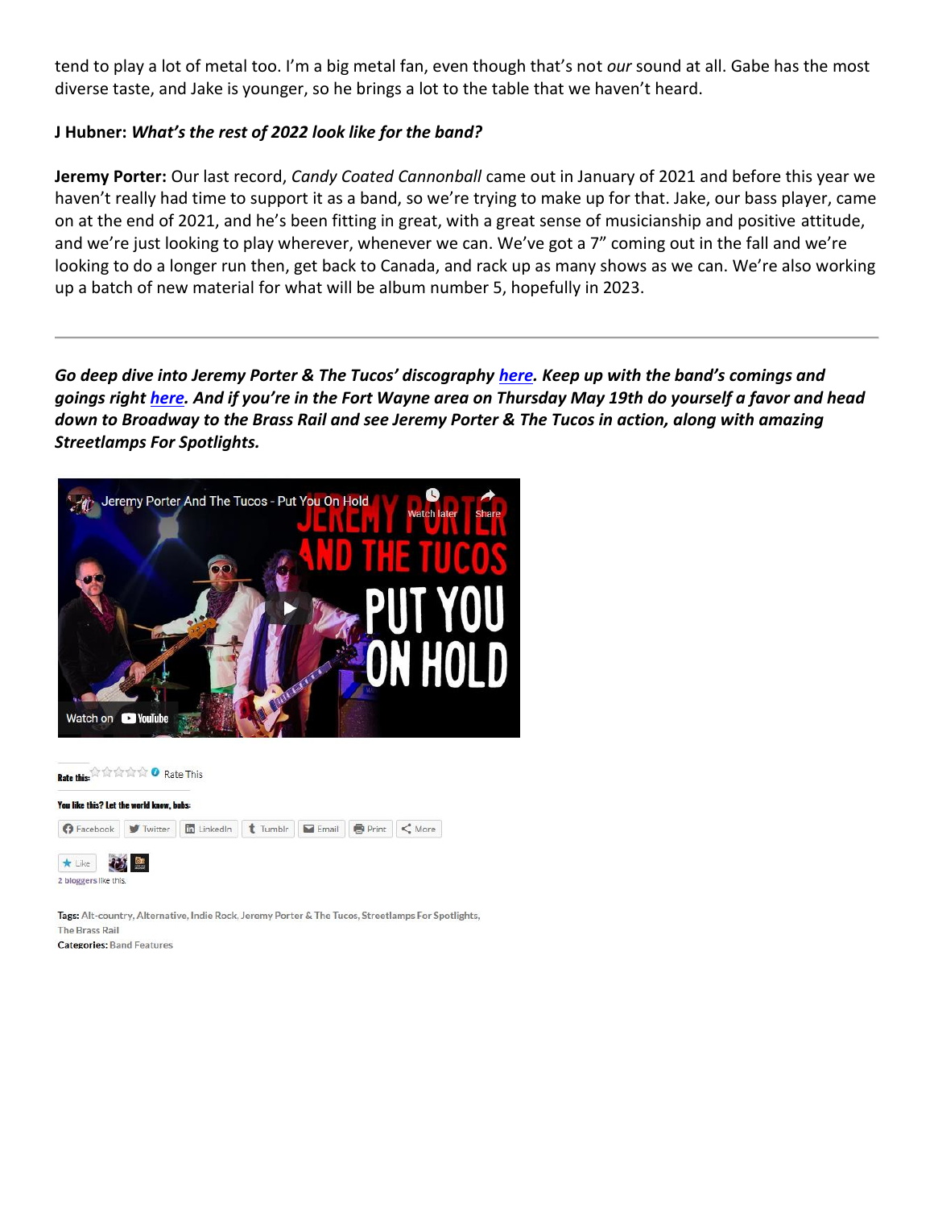tend to play a lot of metal too. I'm a big metal fan, even though that's not *our* sound at all. Gabe has the most diverse taste, and Jake is younger, so he brings a lot to the table that we haven't heard.

**J Hubner:** ***What's the rest of 2022 look like for the band?***

**Jeremy Porter:** Our last record, *Candy Coated Cannonball* came out in January of 2021 and before this year we haven't really had time to support it as a band, so we're trying to make up for that. Jake, our bass player, came on at the end of 2021, and he's been fitting in great, with a great sense of musicianship and positive attitude, and we're just looking to play wherever, whenever we can. We've got a 7" coming out in the fall and we're looking to do a longer run then, get back to Canada, and rack up as many shows as we can. We're also working up a batch of new material for what will be album number 5, hopefully in 2023.

---

***Go deep dive into Jeremy Porter & The Tucos' discography here. Keep up with the band's comings and goings right here. And if you're in the Fort Wayne area on Thursday May 19th do yourself a favor and head down to Broadway to the Brass Rail and see Jeremy Porter & The Tucos in action, along with amazing Streetlamps For Spotlights.***

Jeremy Porter And The Tucos - Put You On Hold

Watch later Share

JEREMY PORTER AND THE TUCOS

PUT YOU ON HOLD

Watch on YouTube

Rate this: Rate This

You like this? Let the world know, bubs:

Facebook Twitter LinkedIn Tumblr Email Print More

Like

2 bloggers like this.

Tags: Alt-country, Alternative, Indie Rock, Jeremy Porter & The Tucos, Streetlamps For Spotlights, The Brass Rail

Categories: Band Features